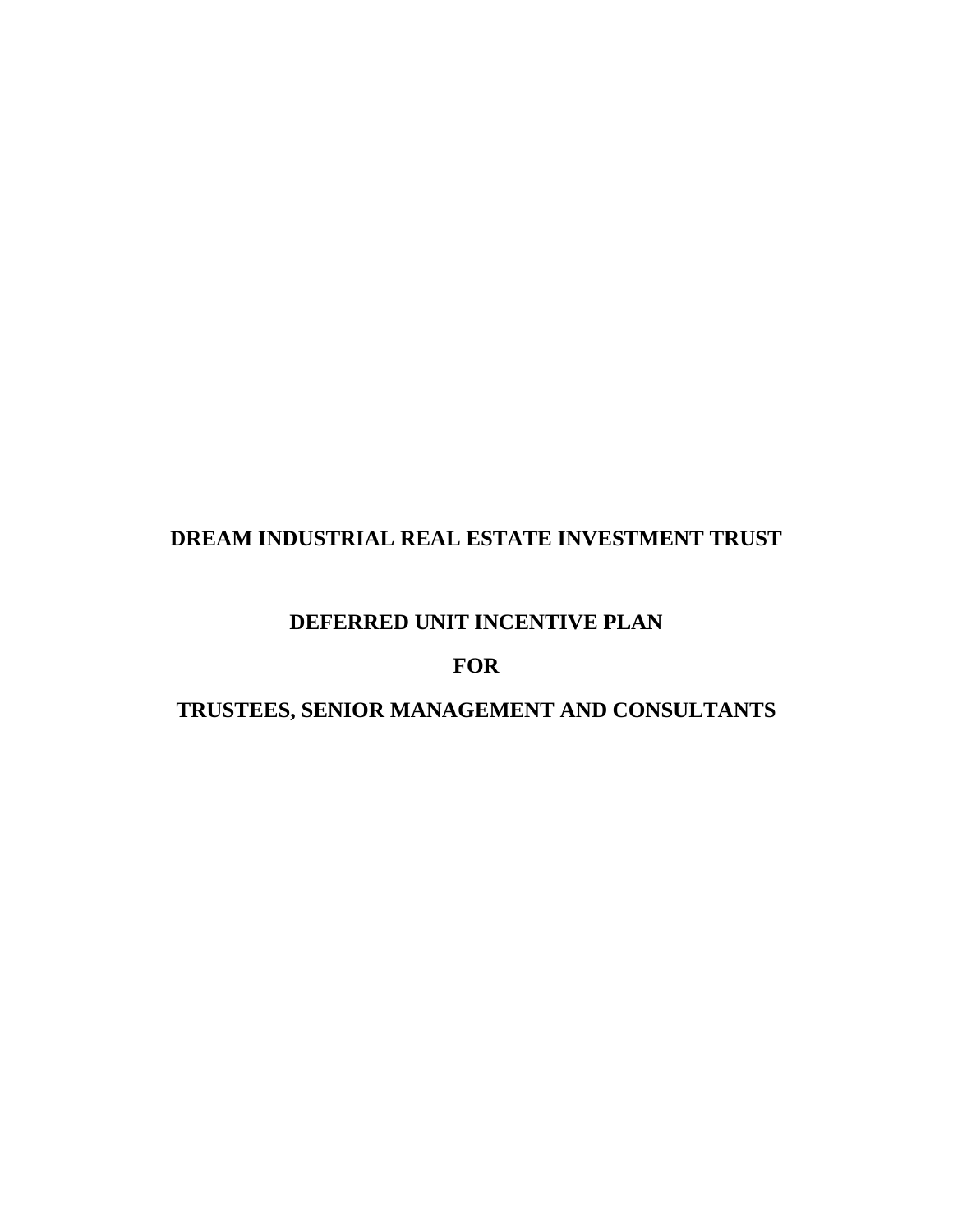# DREAM INDUSTRIAL REAL ESTATE INVESTMENT TRUST

## DEFERRED UNIT INCENTIVE PLAN

## FOR

## TRUSTEES, SENIOR MANAGEMENT AND CONSULTANTS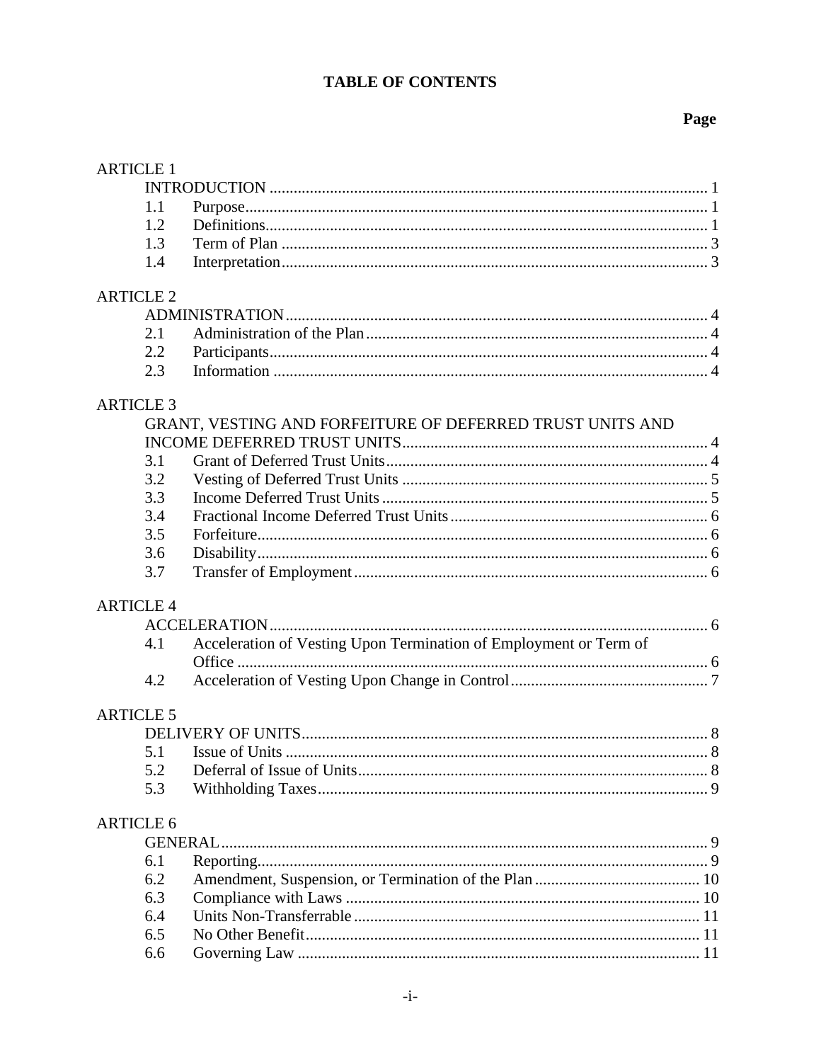# TABLE OF CONTENTS

| | | Page |
|---|---|---|
| **ARTICLE 1** | | |
| INTRODUCTION | | 1 |
| 1.1 | Purpose | 1 |
| 1.2 | Definitions | 1 |
| 1.3 | Term of Plan | 3 |
| 1.4 | Interpretation | 3 |
| **ARTICLE 2** | | |
| ADMINISTRATION | | 4 |
| 2.1 | Administration of the Plan | 4 |
| 2.2 | Participants | 4 |
| 2.3 | Information | 4 |
| **ARTICLE 3** | | |
| GRANT, VESTING AND FORFEITURE OF DEFERRED TRUST UNITS AND INCOME DEFERRED TRUST UNITS | | 4 |
| 3.1 | Grant of Deferred Trust Units | 4 |
| 3.2 | Vesting of Deferred Trust Units | 5 |
| 3.3 | Income Deferred Trust Units | 5 |
| 3.4 | Fractional Income Deferred Trust Units | 6 |
| 3.5 | Forfeiture | 6 |
| 3.6 | Disability | 6 |
| 3.7 | Transfer of Employment | 6 |
| **ARTICLE 4** | | |
| ACCELERATION | | 6 |
| 4.1 | Acceleration of Vesting Upon Termination of Employment or Term of Office | 6 |
| 4.2 | Acceleration of Vesting Upon Change in Control | 7 |
| **ARTICLE 5** | | |
| DELIVERY OF UNITS | | 8 |
| 5.1 | Issue of Units | 8 |
| 5.2 | Deferral of Issue of Units | 8 |
| 5.3 | Withholding Taxes | 9 |
| **ARTICLE 6** | | |
| GENERAL | | 9 |
| 6.1 | Reporting | 9 |
| 6.2 | Amendment, Suspension, or Termination of the Plan | 10 |
| 6.3 | Compliance with Laws | 10 |
| 6.4 | Units Non-Transferrable | 11 |
| 6.5 | No Other Benefit | 11 |
| 6.6 | Governing Law | 11 |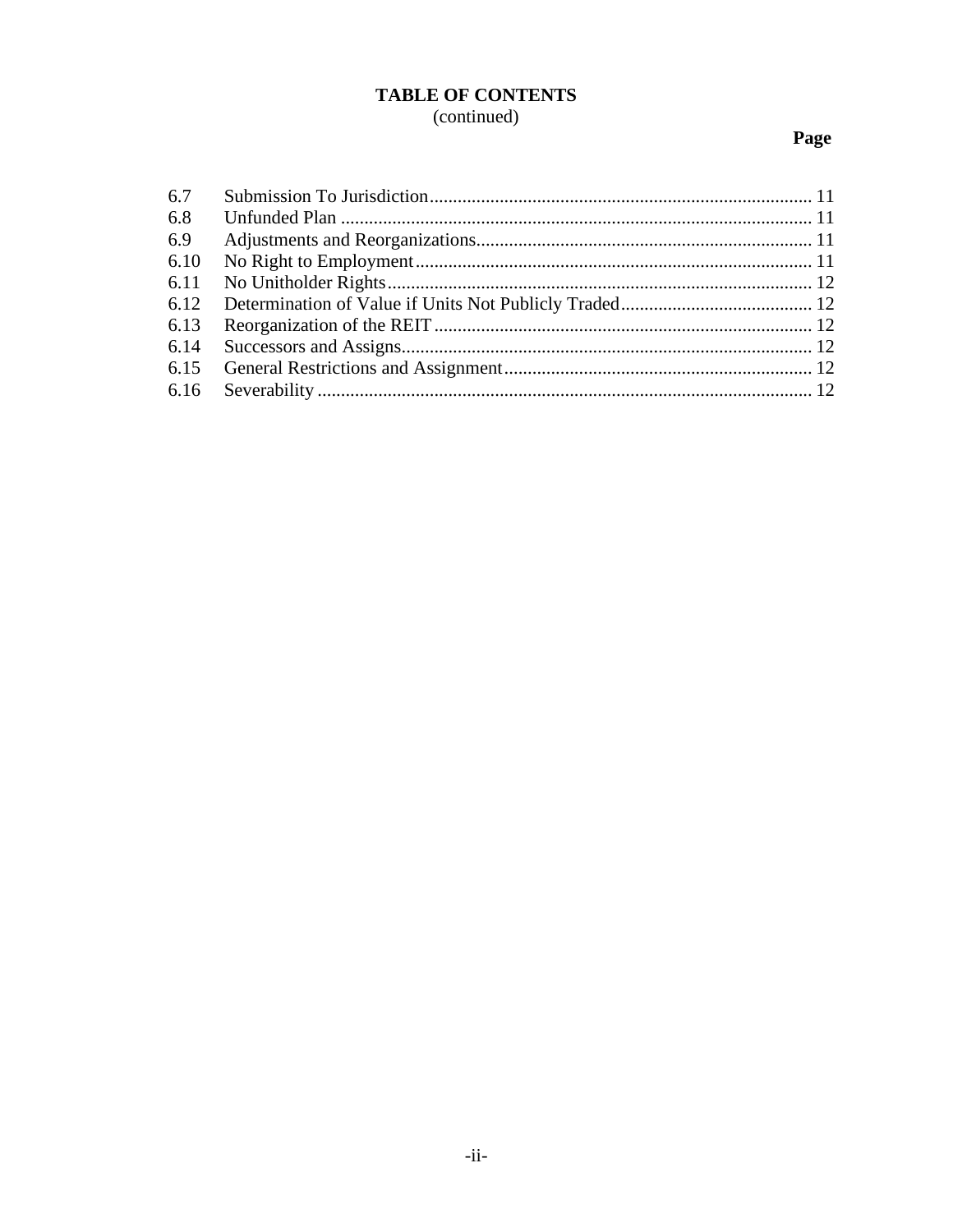# TABLE OF CONTENTS
(continued)

| | | Page |
|---|---|---|
| 6.7 | Submission To Jurisdiction | 11 |
| 6.8 | Unfunded Plan | 11 |
| 6.9 | Adjustments and Reorganizations | 11 |
| 6.10 | No Right to Employment | 11 |
| 6.11 | No Unitholder Rights | 12 |
| 6.12 | Determination of Value if Units Not Publicly Traded | 12 |
| 6.13 | Reorganization of the REIT | 12 |
| 6.14 | Successors and Assigns | 12 |
| 6.15 | General Restrictions and Assignment | 12 |
| 6.16 | Severability | 12 |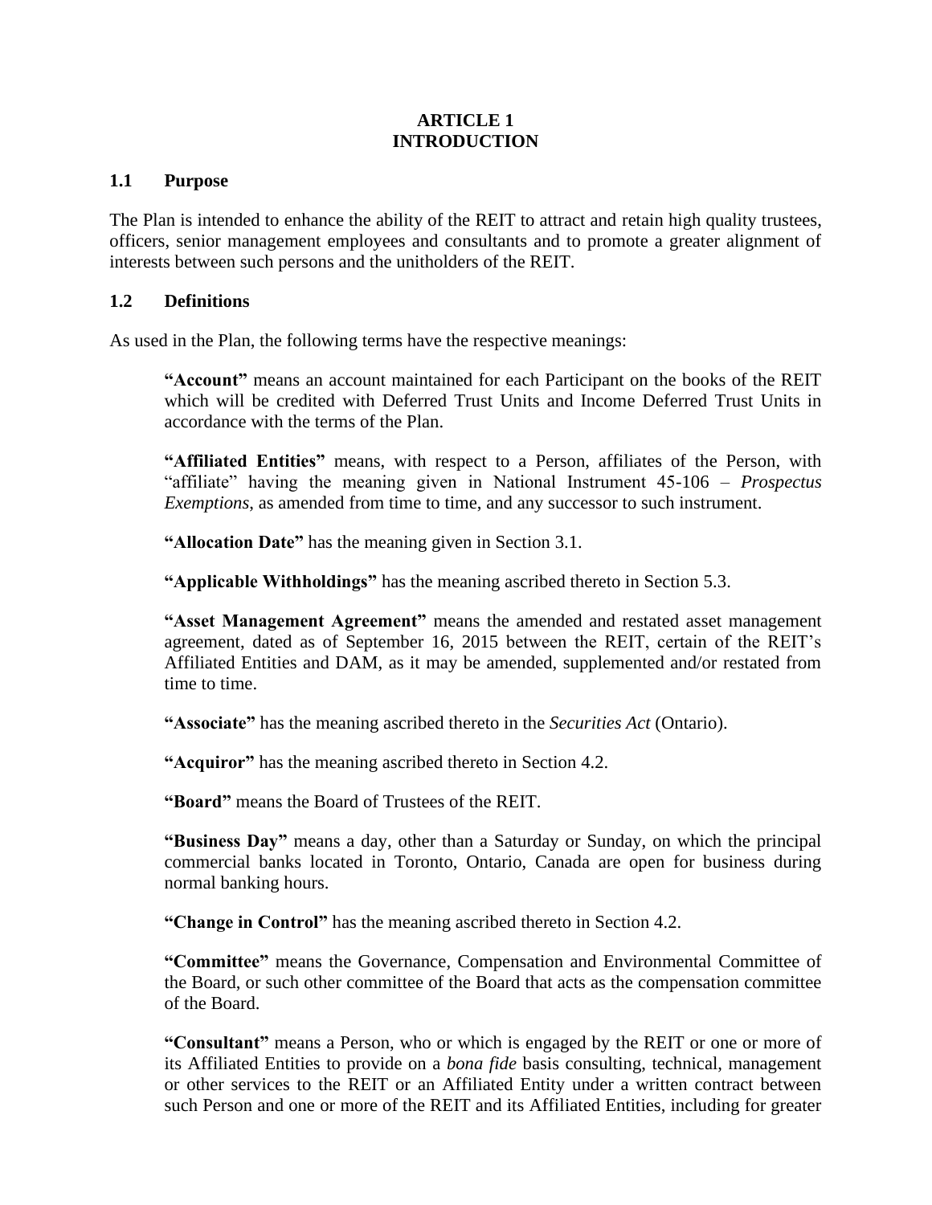# ARTICLE 1
# INTRODUCTION

## 1.1 Purpose

The Plan is intended to enhance the ability of the REIT to attract and retain high quality trustees, officers, senior management employees and consultants and to promote a greater alignment of interests between such persons and the unitholders of the REIT.

## 1.2 Definitions

As used in the Plan, the following terms have the respective meanings:

**"Account"** means an account maintained for each Participant on the books of the REIT which will be credited with Deferred Trust Units and Income Deferred Trust Units in accordance with the terms of the Plan.

**"Affiliated Entities"** means, with respect to a Person, affiliates of the Person, with "affiliate" having the meaning given in National Instrument 45-106 – *Prospectus Exemptions*, as amended from time to time, and any successor to such instrument.

**"Allocation Date"** has the meaning given in Section 3.1.

**"Applicable Withholdings"** has the meaning ascribed thereto in Section 5.3.

**"Asset Management Agreement"** means the amended and restated asset management agreement, dated as of September 16, 2015 between the REIT, certain of the REIT's Affiliated Entities and DAM, as it may be amended, supplemented and/or restated from time to time.

**"Associate"** has the meaning ascribed thereto in the *Securities Act* (Ontario).

**"Acquiror"** has the meaning ascribed thereto in Section 4.2.

**"Board"** means the Board of Trustees of the REIT.

**"Business Day"** means a day, other than a Saturday or Sunday, on which the principal commercial banks located in Toronto, Ontario, Canada are open for business during normal banking hours.

**"Change in Control"** has the meaning ascribed thereto in Section 4.2.

**"Committee"** means the Governance, Compensation and Environmental Committee of the Board, or such other committee of the Board that acts as the compensation committee of the Board.

**"Consultant"** means a Person, who or which is engaged by the REIT or one or more of its Affiliated Entities to provide on a *bona fide* basis consulting, technical, management or other services to the REIT or an Affiliated Entity under a written contract between such Person and one or more of the REIT and its Affiliated Entities, including for greater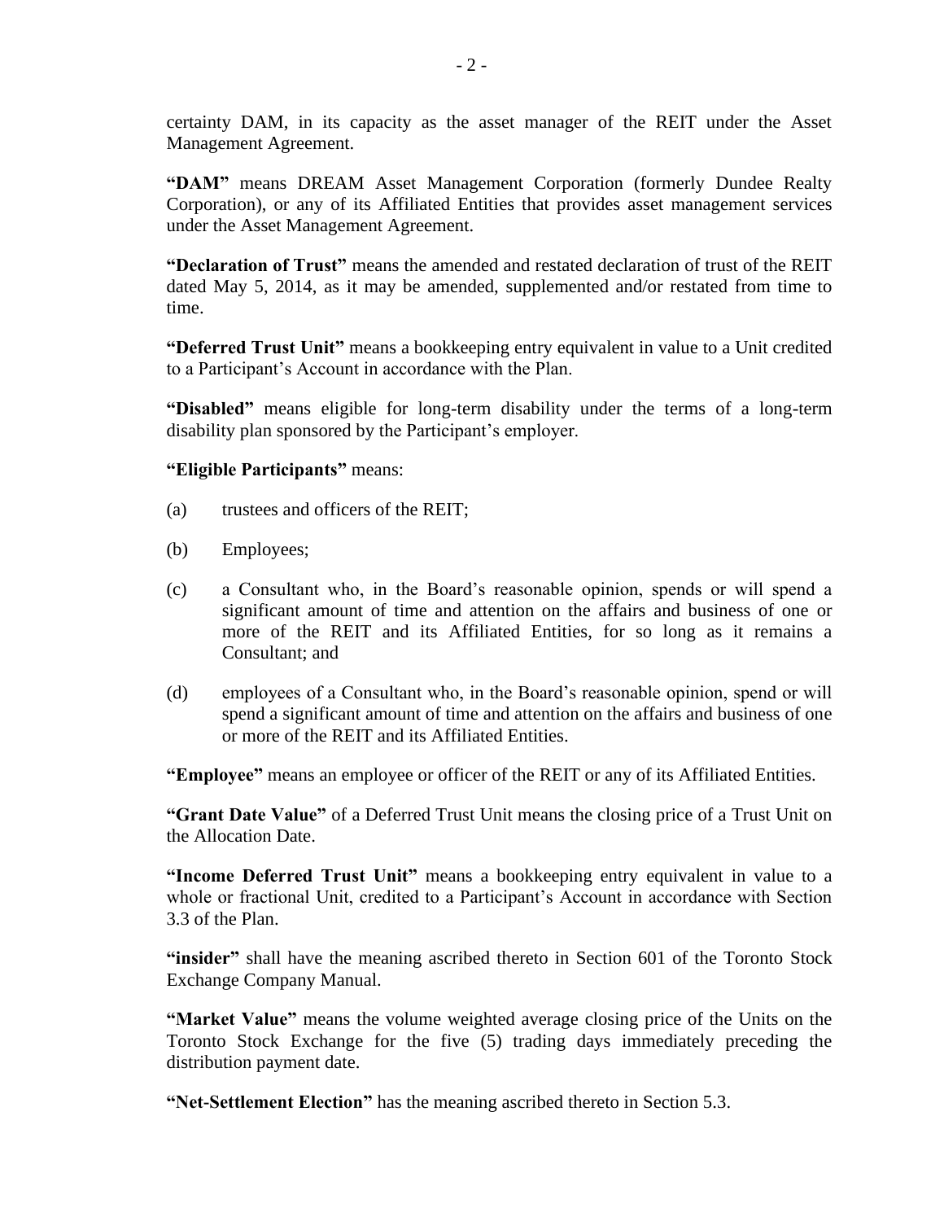certainty DAM, in its capacity as the asset manager of the REIT under the Asset Management Agreement.

**"DAM"** means DREAM Asset Management Corporation (formerly Dundee Realty Corporation), or any of its Affiliated Entities that provides asset management services under the Asset Management Agreement.

**"Declaration of Trust"** means the amended and restated declaration of trust of the REIT dated May 5, 2014, as it may be amended, supplemented and/or restated from time to time.

**"Deferred Trust Unit"** means a bookkeeping entry equivalent in value to a Unit credited to a Participant's Account in accordance with the Plan.

**"Disabled"** means eligible for long-term disability under the terms of a long-term disability plan sponsored by the Participant's employer.

**"Eligible Participants"** means:

(a) trustees and officers of the REIT;

(b) Employees;

(c) a Consultant who, in the Board's reasonable opinion, spends or will spend a significant amount of time and attention on the affairs and business of one or more of the REIT and its Affiliated Entities, for so long as it remains a Consultant; and

(d) employees of a Consultant who, in the Board's reasonable opinion, spend or will spend a significant amount of time and attention on the affairs and business of one or more of the REIT and its Affiliated Entities.

**"Employee"** means an employee or officer of the REIT or any of its Affiliated Entities.

**"Grant Date Value"** of a Deferred Trust Unit means the closing price of a Trust Unit on the Allocation Date.

**"Income Deferred Trust Unit"** means a bookkeeping entry equivalent in value to a whole or fractional Unit, credited to a Participant's Account in accordance with Section 3.3 of the Plan.

**"insider"** shall have the meaning ascribed thereto in Section 601 of the Toronto Stock Exchange Company Manual.

**"Market Value"** means the volume weighted average closing price of the Units on the Toronto Stock Exchange for the five (5) trading days immediately preceding the distribution payment date.

**"Net-Settlement Election"** has the meaning ascribed thereto in Section 5.3.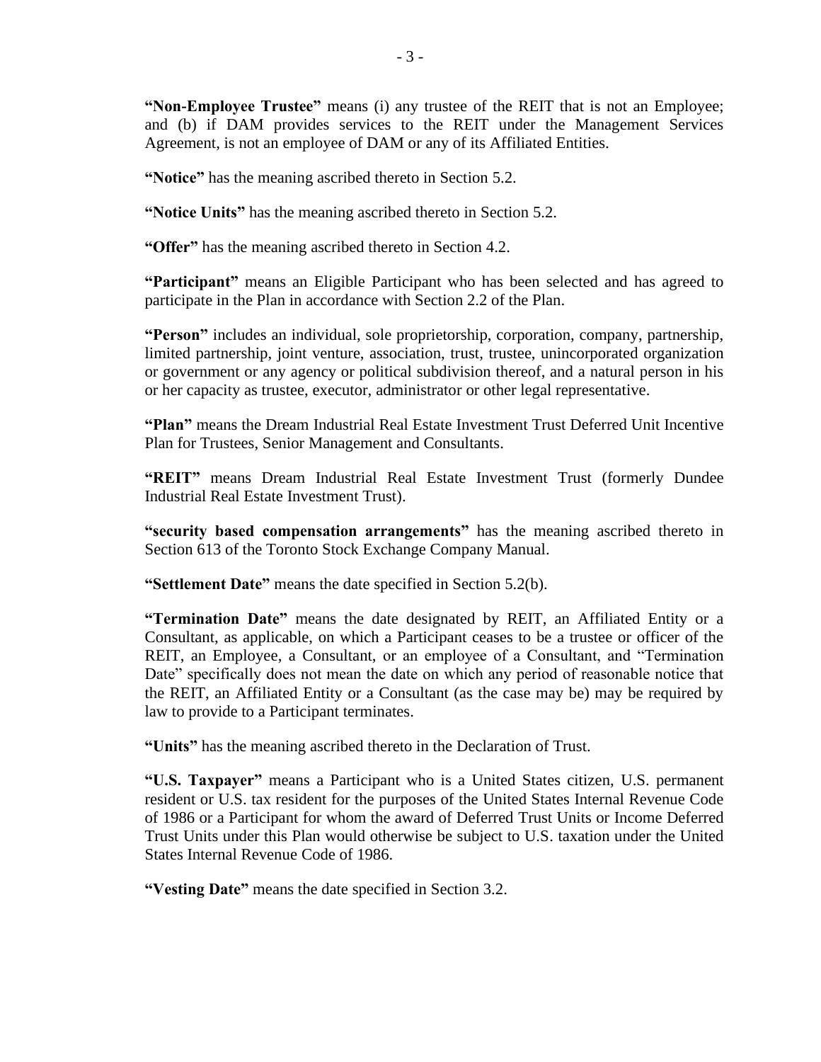**"Non-Employee Trustee"** means (i) any trustee of the REIT that is not an Employee; and (b) if DAM provides services to the REIT under the Management Services Agreement, is not an employee of DAM or any of its Affiliated Entities.

**"Notice"** has the meaning ascribed thereto in Section 5.2.

**"Notice Units"** has the meaning ascribed thereto in Section 5.2.

**"Offer"** has the meaning ascribed thereto in Section 4.2.

**"Participant"** means an Eligible Participant who has been selected and has agreed to participate in the Plan in accordance with Section 2.2 of the Plan.

**"Person"** includes an individual, sole proprietorship, corporation, company, partnership, limited partnership, joint venture, association, trust, trustee, unincorporated organization or government or any agency or political subdivision thereof, and a natural person in his or her capacity as trustee, executor, administrator or other legal representative.

**"Plan"** means the Dream Industrial Real Estate Investment Trust Deferred Unit Incentive Plan for Trustees, Senior Management and Consultants.

**"REIT"** means Dream Industrial Real Estate Investment Trust (formerly Dundee Industrial Real Estate Investment Trust).

**"security based compensation arrangements"** has the meaning ascribed thereto in Section 613 of the Toronto Stock Exchange Company Manual.

**"Settlement Date"** means the date specified in Section 5.2(b).

**"Termination Date"** means the date designated by REIT, an Affiliated Entity or a Consultant, as applicable, on which a Participant ceases to be a trustee or officer of the REIT, an Employee, a Consultant, or an employee of a Consultant, and "Termination Date" specifically does not mean the date on which any period of reasonable notice that the REIT, an Affiliated Entity or a Consultant (as the case may be) may be required by law to provide to a Participant terminates.

**"Units"** has the meaning ascribed thereto in the Declaration of Trust.

**"U.S. Taxpayer"** means a Participant who is a United States citizen, U.S. permanent resident or U.S. tax resident for the purposes of the United States Internal Revenue Code of 1986 or a Participant for whom the award of Deferred Trust Units or Income Deferred Trust Units under this Plan would otherwise be subject to U.S. taxation under the United States Internal Revenue Code of 1986.

**"Vesting Date"** means the date specified in Section 3.2.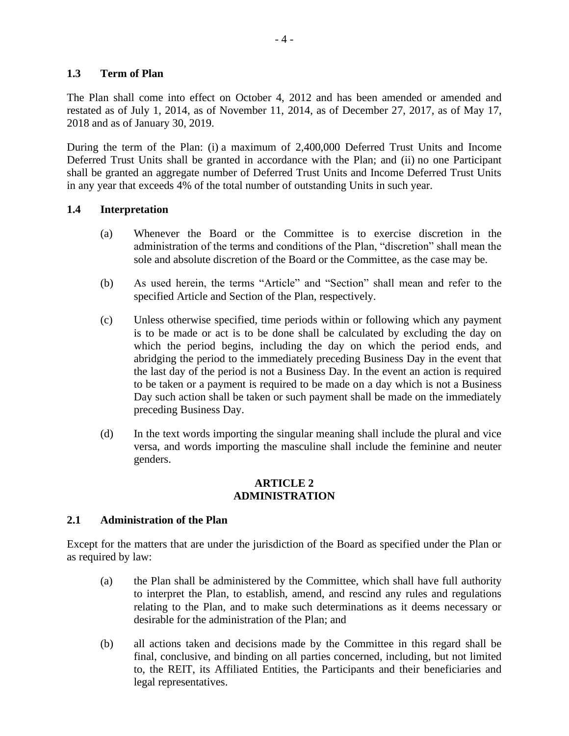### 1.3 Term of Plan

The Plan shall come into effect on October 4, 2012 and has been amended or amended and restated as of July 1, 2014, as of November 11, 2014, as of December 27, 2017, as of May 17, 2018 and as of January 30, 2019.

During the term of the Plan: (i) a maximum of 2,400,000 Deferred Trust Units and Income Deferred Trust Units shall be granted in accordance with the Plan; and (ii) no one Participant shall be granted an aggregate number of Deferred Trust Units and Income Deferred Trust Units in any year that exceeds 4% of the total number of outstanding Units in such year.

### 1.4 Interpretation

(a) Whenever the Board or the Committee is to exercise discretion in the administration of the terms and conditions of the Plan, "discretion" shall mean the sole and absolute discretion of the Board or the Committee, as the case may be.

(b) As used herein, the terms "Article" and "Section" shall mean and refer to the specified Article and Section of the Plan, respectively.

(c) Unless otherwise specified, time periods within or following which any payment is to be made or act is to be done shall be calculated by excluding the day on which the period begins, including the day on which the period ends, and abridging the period to the immediately preceding Business Day in the event that the last day of the period is not a Business Day. In the event an action is required to be taken or a payment is required to be made on a day which is not a Business Day such action shall be taken or such payment shall be made on the immediately preceding Business Day.

(d) In the text words importing the singular meaning shall include the plural and vice versa, and words importing the masculine shall include the feminine and neuter genders.

## ARTICLE 2
## ADMINISTRATION

### 2.1 Administration of the Plan

Except for the matters that are under the jurisdiction of the Board as specified under the Plan or as required by law:

(a) the Plan shall be administered by the Committee, which shall have full authority to interpret the Plan, to establish, amend, and rescind any rules and regulations relating to the Plan, and to make such determinations as it deems necessary or desirable for the administration of the Plan; and

(b) all actions taken and decisions made by the Committee in this regard shall be final, conclusive, and binding on all parties concerned, including, but not limited to, the REIT, its Affiliated Entities, the Participants and their beneficiaries and legal representatives.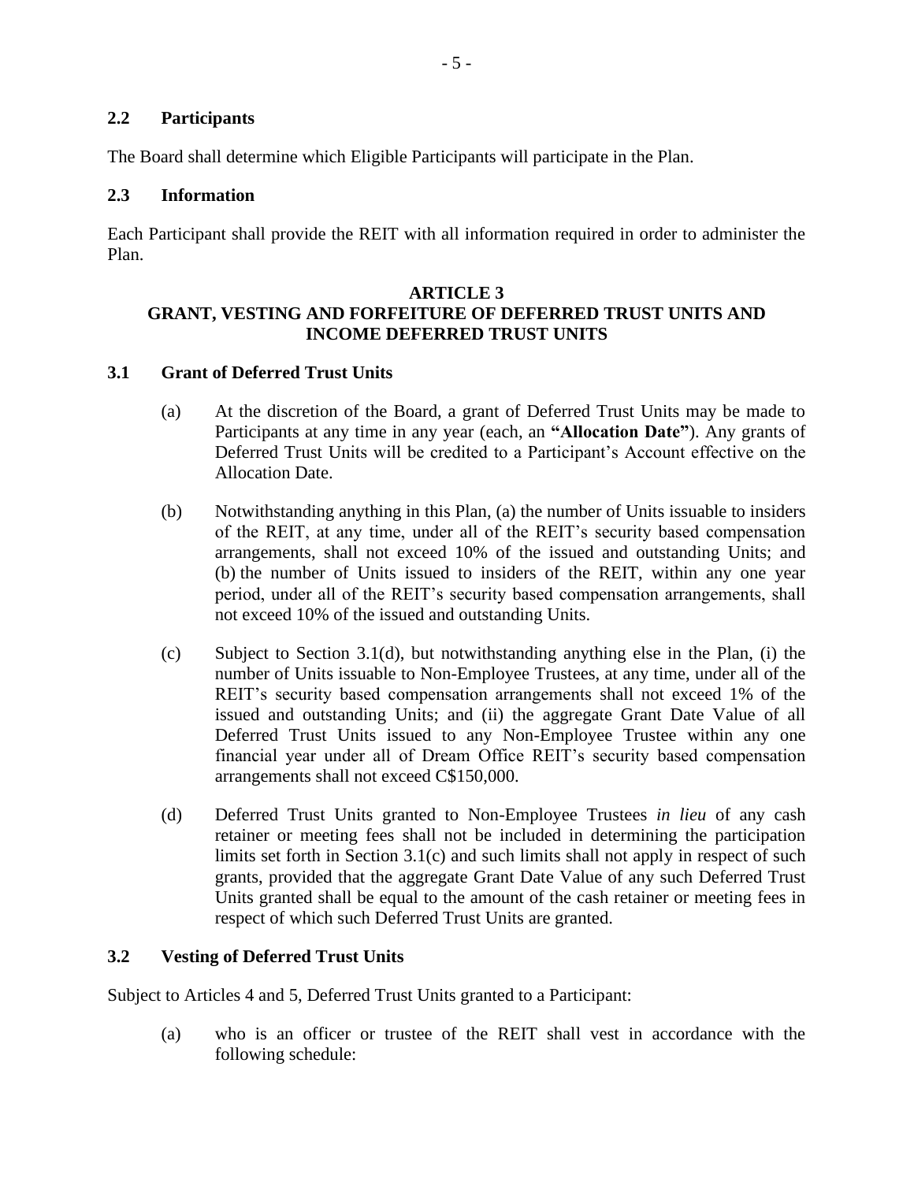### 2.2 Participants

The Board shall determine which Eligible Participants will participate in the Plan.

### 2.3 Information

Each Participant shall provide the REIT with all information required in order to administer the Plan.

## ARTICLE 3
## GRANT, VESTING AND FORFEITURE OF DEFERRED TRUST UNITS AND INCOME DEFERRED TRUST UNITS

### 3.1 Grant of Deferred Trust Units

(a) At the discretion of the Board, a grant of Deferred Trust Units may be made to Participants at any time in any year (each, an **"Allocation Date"**). Any grants of Deferred Trust Units will be credited to a Participant's Account effective on the Allocation Date.

(b) Notwithstanding anything in this Plan, (a) the number of Units issuable to insiders of the REIT, at any time, under all of the REIT's security based compensation arrangements, shall not exceed 10% of the issued and outstanding Units; and (b) the number of Units issued to insiders of the REIT, within any one year period, under all of the REIT's security based compensation arrangements, shall not exceed 10% of the issued and outstanding Units.

(c) Subject to Section 3.1(d), but notwithstanding anything else in the Plan, (i) the number of Units issuable to Non-Employee Trustees, at any time, under all of the REIT's security based compensation arrangements shall not exceed 1% of the issued and outstanding Units; and (ii) the aggregate Grant Date Value of all Deferred Trust Units issued to any Non-Employee Trustee within any one financial year under all of Dream Office REIT's security based compensation arrangements shall not exceed C$150,000.

(d) Deferred Trust Units granted to Non-Employee Trustees *in lieu* of any cash retainer or meeting fees shall not be included in determining the participation limits set forth in Section 3.1(c) and such limits shall not apply in respect of such grants, provided that the aggregate Grant Date Value of any such Deferred Trust Units granted shall be equal to the amount of the cash retainer or meeting fees in respect of which such Deferred Trust Units are granted.

### 3.2 Vesting of Deferred Trust Units

Subject to Articles 4 and 5, Deferred Trust Units granted to a Participant:

(a) who is an officer or trustee of the REIT shall vest in accordance with the following schedule: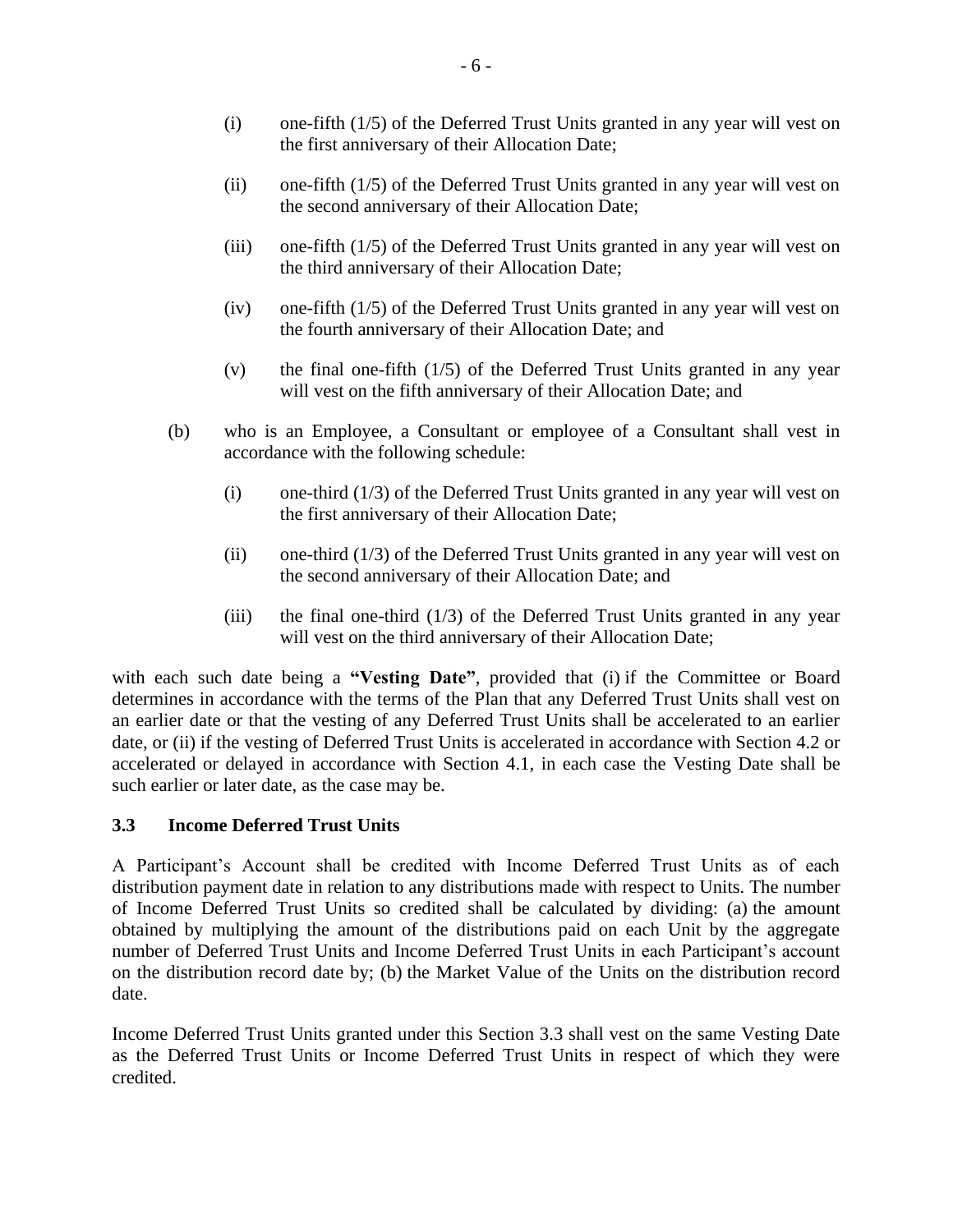(i) one-fifth (1/5) of the Deferred Trust Units granted in any year will vest on the first anniversary of their Allocation Date;

(ii) one-fifth (1/5) of the Deferred Trust Units granted in any year will vest on the second anniversary of their Allocation Date;

(iii) one-fifth (1/5) of the Deferred Trust Units granted in any year will vest on the third anniversary of their Allocation Date;

(iv) one-fifth (1/5) of the Deferred Trust Units granted in any year will vest on the fourth anniversary of their Allocation Date; and

(v) the final one-fifth (1/5) of the Deferred Trust Units granted in any year will vest on the fifth anniversary of their Allocation Date; and

(b) who is an Employee, a Consultant or employee of a Consultant shall vest in accordance with the following schedule:

(i) one-third (1/3) of the Deferred Trust Units granted in any year will vest on the first anniversary of their Allocation Date;

(ii) one-third (1/3) of the Deferred Trust Units granted in any year will vest on the second anniversary of their Allocation Date; and

(iii) the final one-third (1/3) of the Deferred Trust Units granted in any year will vest on the third anniversary of their Allocation Date;

with each such date being a **"Vesting Date"**, provided that (i) if the Committee or Board determines in accordance with the terms of the Plan that any Deferred Trust Units shall vest on an earlier date or that the vesting of any Deferred Trust Units shall be accelerated to an earlier date, or (ii) if the vesting of Deferred Trust Units is accelerated in accordance with Section 4.2 or accelerated or delayed in accordance with Section 4.1, in each case the Vesting Date shall be such earlier or later date, as the case may be.

### 3.3 Income Deferred Trust Units

A Participant's Account shall be credited with Income Deferred Trust Units as of each distribution payment date in relation to any distributions made with respect to Units. The number of Income Deferred Trust Units so credited shall be calculated by dividing: (a) the amount obtained by multiplying the amount of the distributions paid on each Unit by the aggregate number of Deferred Trust Units and Income Deferred Trust Units in each Participant's account on the distribution record date by; (b) the Market Value of the Units on the distribution record date.

Income Deferred Trust Units granted under this Section 3.3 shall vest on the same Vesting Date as the Deferred Trust Units or Income Deferred Trust Units in respect of which they were credited.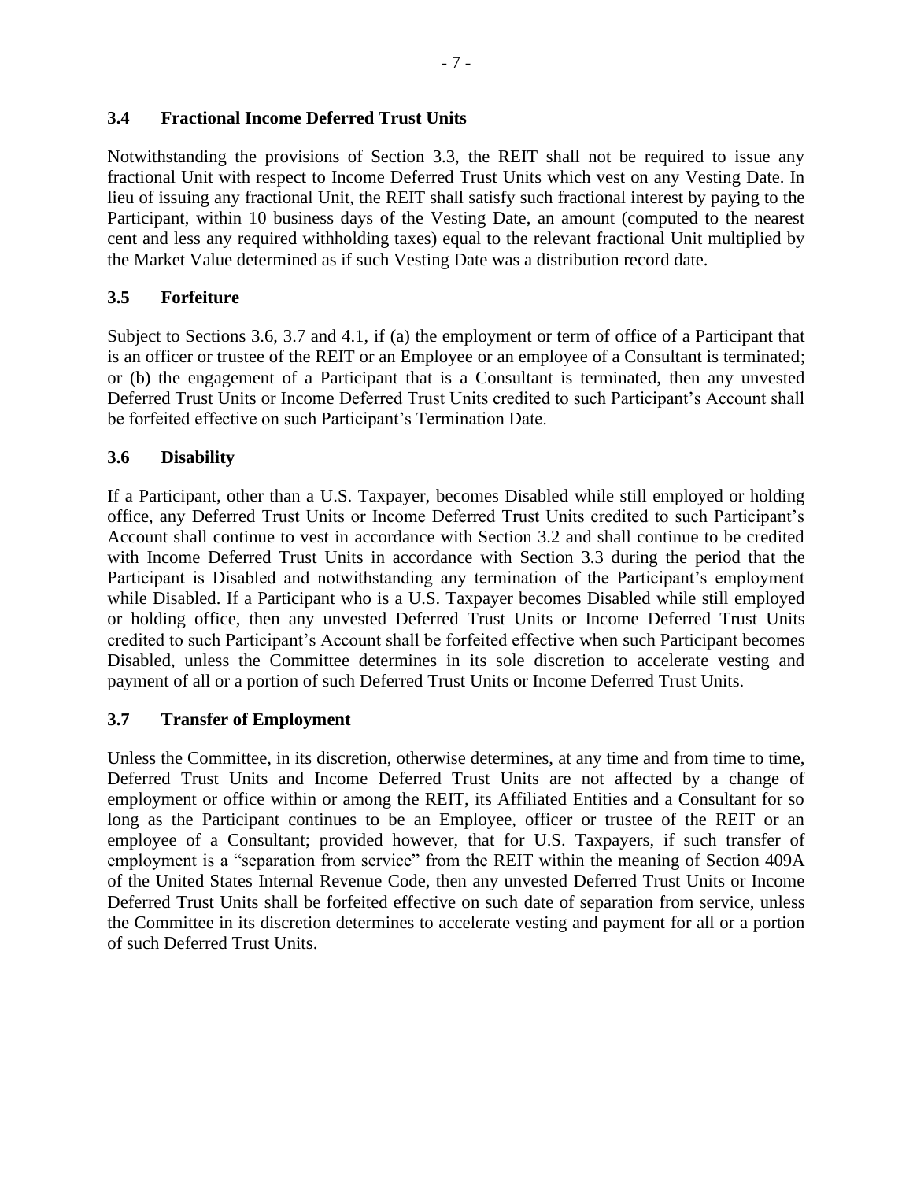### 3.4 Fractional Income Deferred Trust Units

Notwithstanding the provisions of Section 3.3, the REIT shall not be required to issue any fractional Unit with respect to Income Deferred Trust Units which vest on any Vesting Date. In lieu of issuing any fractional Unit, the REIT shall satisfy such fractional interest by paying to the Participant, within 10 business days of the Vesting Date, an amount (computed to the nearest cent and less any required withholding taxes) equal to the relevant fractional Unit multiplied by the Market Value determined as if such Vesting Date was a distribution record date.

### 3.5 Forfeiture

Subject to Sections 3.6, 3.7 and 4.1, if (a) the employment or term of office of a Participant that is an officer or trustee of the REIT or an Employee or an employee of a Consultant is terminated; or (b) the engagement of a Participant that is a Consultant is terminated, then any unvested Deferred Trust Units or Income Deferred Trust Units credited to such Participant's Account shall be forfeited effective on such Participant's Termination Date.

### 3.6 Disability

If a Participant, other than a U.S. Taxpayer, becomes Disabled while still employed or holding office, any Deferred Trust Units or Income Deferred Trust Units credited to such Participant's Account shall continue to vest in accordance with Section 3.2 and shall continue to be credited with Income Deferred Trust Units in accordance with Section 3.3 during the period that the Participant is Disabled and notwithstanding any termination of the Participant's employment while Disabled. If a Participant who is a U.S. Taxpayer becomes Disabled while still employed or holding office, then any unvested Deferred Trust Units or Income Deferred Trust Units credited to such Participant's Account shall be forfeited effective when such Participant becomes Disabled, unless the Committee determines in its sole discretion to accelerate vesting and payment of all or a portion of such Deferred Trust Units or Income Deferred Trust Units.

### 3.7 Transfer of Employment

Unless the Committee, in its discretion, otherwise determines, at any time and from time to time, Deferred Trust Units and Income Deferred Trust Units are not affected by a change of employment or office within or among the REIT, its Affiliated Entities and a Consultant for so long as the Participant continues to be an Employee, officer or trustee of the REIT or an employee of a Consultant; provided however, that for U.S. Taxpayers, if such transfer of employment is a "separation from service" from the REIT within the meaning of Section 409A of the United States Internal Revenue Code, then any unvested Deferred Trust Units or Income Deferred Trust Units shall be forfeited effective on such date of separation from service, unless the Committee in its discretion determines to accelerate vesting and payment for all or a portion of such Deferred Trust Units.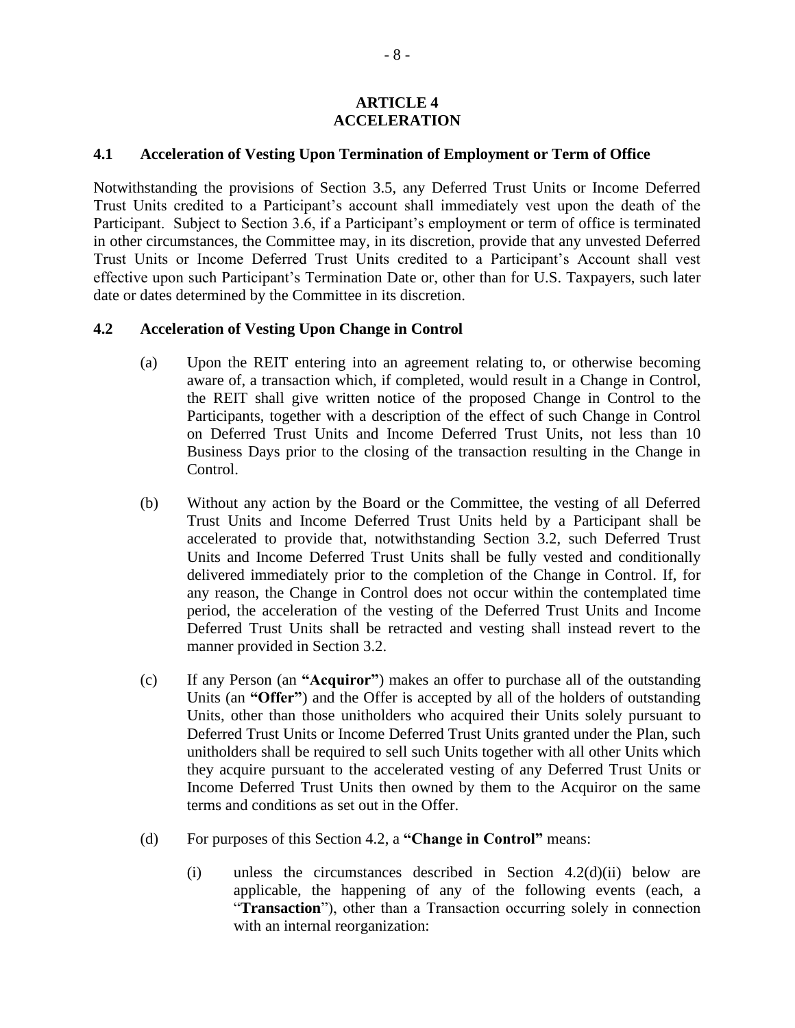# ARTICLE 4
# ACCELERATION

### 4.1 Acceleration of Vesting Upon Termination of Employment or Term of Office

Notwithstanding the provisions of Section 3.5, any Deferred Trust Units or Income Deferred Trust Units credited to a Participant's account shall immediately vest upon the death of the Participant. Subject to Section 3.6, if a Participant's employment or term of office is terminated in other circumstances, the Committee may, in its discretion, provide that any unvested Deferred Trust Units or Income Deferred Trust Units credited to a Participant's Account shall vest effective upon such Participant's Termination Date or, other than for U.S. Taxpayers, such later date or dates determined by the Committee in its discretion.

### 4.2 Acceleration of Vesting Upon Change in Control

(a) Upon the REIT entering into an agreement relating to, or otherwise becoming aware of, a transaction which, if completed, would result in a Change in Control, the REIT shall give written notice of the proposed Change in Control to the Participants, together with a description of the effect of such Change in Control on Deferred Trust Units and Income Deferred Trust Units, not less than 10 Business Days prior to the closing of the transaction resulting in the Change in Control.

(b) Without any action by the Board or the Committee, the vesting of all Deferred Trust Units and Income Deferred Trust Units held by a Participant shall be accelerated to provide that, notwithstanding Section 3.2, such Deferred Trust Units and Income Deferred Trust Units shall be fully vested and conditionally delivered immediately prior to the completion of the Change in Control. If, for any reason, the Change in Control does not occur within the contemplated time period, the acceleration of the vesting of the Deferred Trust Units and Income Deferred Trust Units shall be retracted and vesting shall instead revert to the manner provided in Section 3.2.

(c) If any Person (an **"Acquiror"**) makes an offer to purchase all of the outstanding Units (an **"Offer"**) and the Offer is accepted by all of the holders of outstanding Units, other than those unitholders who acquired their Units solely pursuant to Deferred Trust Units or Income Deferred Trust Units granted under the Plan, such unitholders shall be required to sell such Units together with all other Units which they acquire pursuant to the accelerated vesting of any Deferred Trust Units or Income Deferred Trust Units then owned by them to the Acquiror on the same terms and conditions as set out in the Offer.

(d) For purposes of this Section 4.2, a **"Change in Control"** means:

(i) unless the circumstances described in Section 4.2(d)(ii) below are applicable, the happening of any of the following events (each, a "**Transaction**"), other than a Transaction occurring solely in connection with an internal reorganization: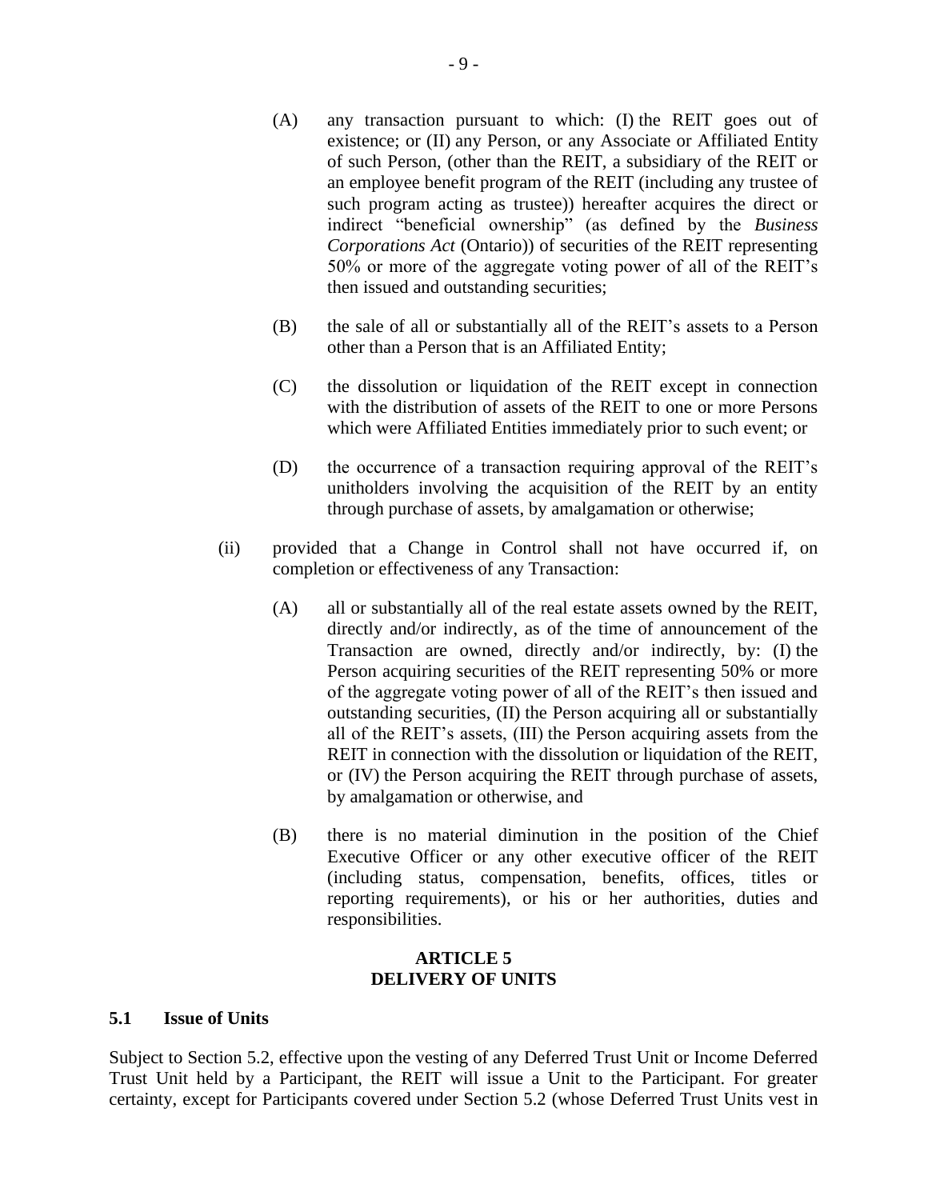(A) any transaction pursuant to which: (I) the REIT goes out of existence; or (II) any Person, or any Associate or Affiliated Entity of such Person, (other than the REIT, a subsidiary of the REIT or an employee benefit program of the REIT (including any trustee of such program acting as trustee)) hereafter acquires the direct or indirect "beneficial ownership" (as defined by the *Business Corporations Act* (Ontario)) of securities of the REIT representing 50% or more of the aggregate voting power of all of the REIT's then issued and outstanding securities;

(B) the sale of all or substantially all of the REIT's assets to a Person other than a Person that is an Affiliated Entity;

(C) the dissolution or liquidation of the REIT except in connection with the distribution of assets of the REIT to one or more Persons which were Affiliated Entities immediately prior to such event; or

(D) the occurrence of a transaction requiring approval of the REIT's unitholders involving the acquisition of the REIT by an entity through purchase of assets, by amalgamation or otherwise;

(ii) provided that a Change in Control shall not have occurred if, on completion or effectiveness of any Transaction:

(A) all or substantially all of the real estate assets owned by the REIT, directly and/or indirectly, as of the time of announcement of the Transaction are owned, directly and/or indirectly, by: (I) the Person acquiring securities of the REIT representing 50% or more of the aggregate voting power of all of the REIT's then issued and outstanding securities, (II) the Person acquiring all or substantially all of the REIT's assets, (III) the Person acquiring assets from the REIT in connection with the dissolution or liquidation of the REIT, or (IV) the Person acquiring the REIT through purchase of assets, by amalgamation or otherwise, and

(B) there is no material diminution in the position of the Chief Executive Officer or any other executive officer of the REIT (including status, compensation, benefits, offices, titles or reporting requirements), or his or her authorities, duties and responsibilities.

## ARTICLE 5
## DELIVERY OF UNITS

### 5.1 Issue of Units

Subject to Section 5.2, effective upon the vesting of any Deferred Trust Unit or Income Deferred Trust Unit held by a Participant, the REIT will issue a Unit to the Participant. For greater certainty, except for Participants covered under Section 5.2 (whose Deferred Trust Units vest in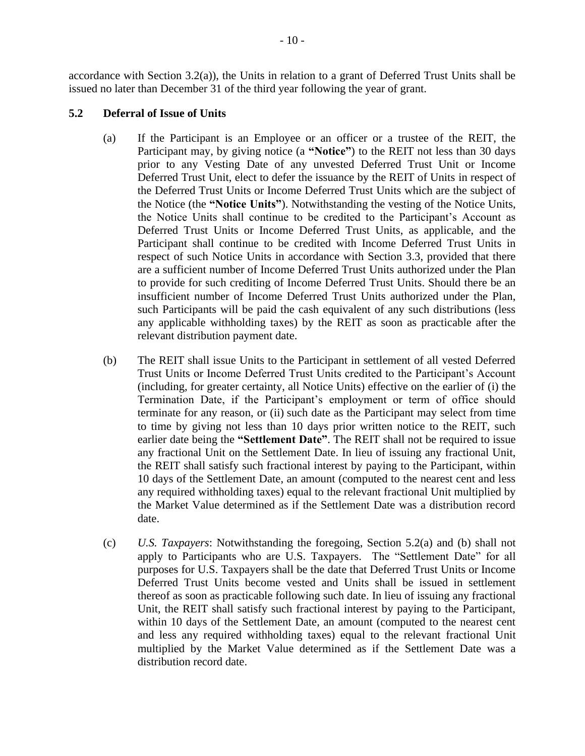accordance with Section 3.2(a)), the Units in relation to a grant of Deferred Trust Units shall be issued no later than December 31 of the third year following the year of grant.

### 5.2 Deferral of Issue of Units

(a) If the Participant is an Employee or an officer or a trustee of the REIT, the Participant may, by giving notice (a **"Notice"**) to the REIT not less than 30 days prior to any Vesting Date of any unvested Deferred Trust Unit or Income Deferred Trust Unit, elect to defer the issuance by the REIT of Units in respect of the Deferred Trust Units or Income Deferred Trust Units which are the subject of the Notice (the **"Notice Units"**). Notwithstanding the vesting of the Notice Units, the Notice Units shall continue to be credited to the Participant's Account as Deferred Trust Units or Income Deferred Trust Units, as applicable, and the Participant shall continue to be credited with Income Deferred Trust Units in respect of such Notice Units in accordance with Section 3.3, provided that there are a sufficient number of Income Deferred Trust Units authorized under the Plan to provide for such crediting of Income Deferred Trust Units. Should there be an insufficient number of Income Deferred Trust Units authorized under the Plan, such Participants will be paid the cash equivalent of any such distributions (less any applicable withholding taxes) by the REIT as soon as practicable after the relevant distribution payment date.

(b) The REIT shall issue Units to the Participant in settlement of all vested Deferred Trust Units or Income Deferred Trust Units credited to the Participant's Account (including, for greater certainty, all Notice Units) effective on the earlier of (i) the Termination Date, if the Participant's employment or term of office should terminate for any reason, or (ii) such date as the Participant may select from time to time by giving not less than 10 days prior written notice to the REIT, such earlier date being the **"Settlement Date"**. The REIT shall not be required to issue any fractional Unit on the Settlement Date. In lieu of issuing any fractional Unit, the REIT shall satisfy such fractional interest by paying to the Participant, within 10 days of the Settlement Date, an amount (computed to the nearest cent and less any required withholding taxes) equal to the relevant fractional Unit multiplied by the Market Value determined as if the Settlement Date was a distribution record date.

(c) *U.S. Taxpayers*: Notwithstanding the foregoing, Section 5.2(a) and (b) shall not apply to Participants who are U.S. Taxpayers. The "Settlement Date" for all purposes for U.S. Taxpayers shall be the date that Deferred Trust Units or Income Deferred Trust Units become vested and Units shall be issued in settlement thereof as soon as practicable following such date. In lieu of issuing any fractional Unit, the REIT shall satisfy such fractional interest by paying to the Participant, within 10 days of the Settlement Date, an amount (computed to the nearest cent and less any required withholding taxes) equal to the relevant fractional Unit multiplied by the Market Value determined as if the Settlement Date was a distribution record date.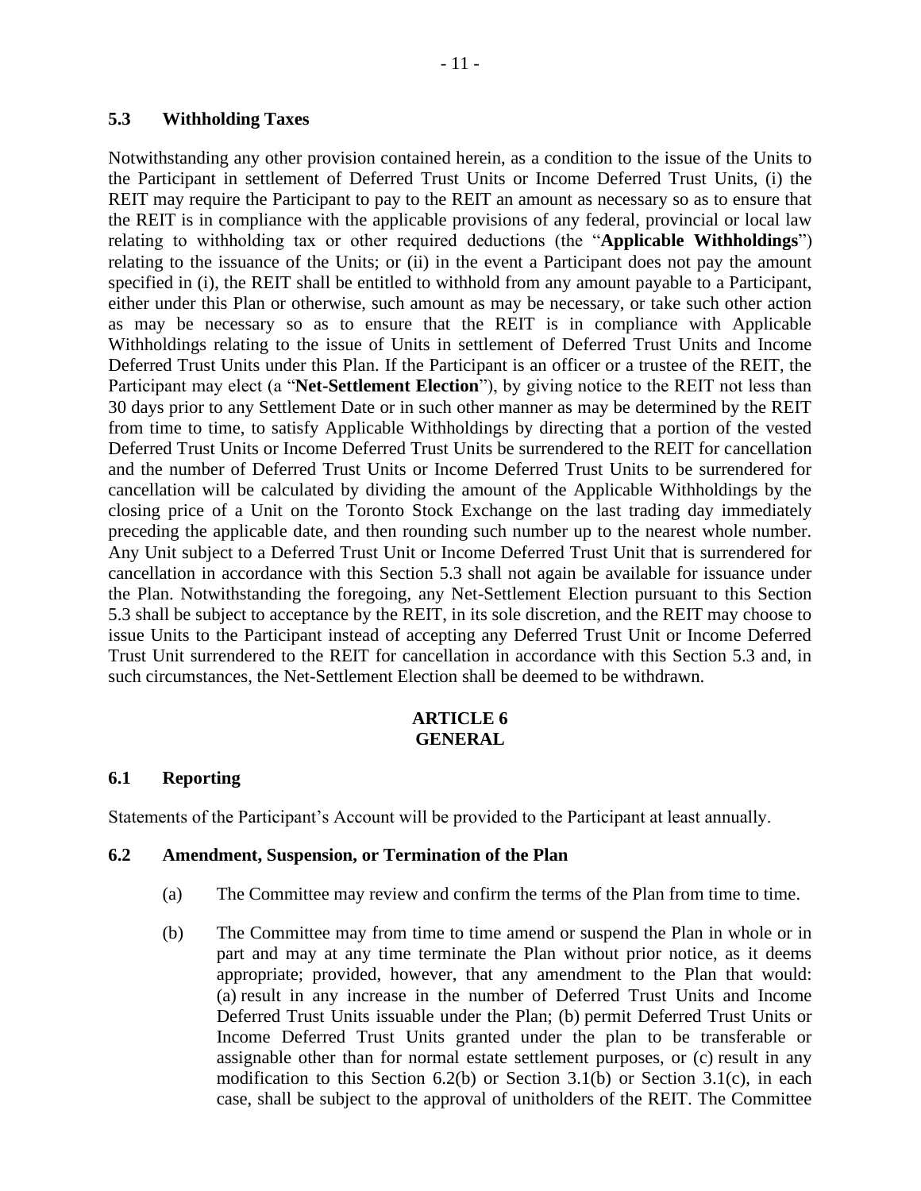### 5.3 Withholding Taxes

Notwithstanding any other provision contained herein, as a condition to the issue of the Units to the Participant in settlement of Deferred Trust Units or Income Deferred Trust Units, (i) the REIT may require the Participant to pay to the REIT an amount as necessary so as to ensure that the REIT is in compliance with the applicable provisions of any federal, provincial or local law relating to withholding tax or other required deductions (the "**Applicable Withholdings**") relating to the issuance of the Units; or (ii) in the event a Participant does not pay the amount specified in (i), the REIT shall be entitled to withhold from any amount payable to a Participant, either under this Plan or otherwise, such amount as may be necessary, or take such other action as may be necessary so as to ensure that the REIT is in compliance with Applicable Withholdings relating to the issue of Units in settlement of Deferred Trust Units and Income Deferred Trust Units under this Plan. If the Participant is an officer or a trustee of the REIT, the Participant may elect (a "**Net-Settlement Election**"), by giving notice to the REIT not less than 30 days prior to any Settlement Date or in such other manner as may be determined by the REIT from time to time, to satisfy Applicable Withholdings by directing that a portion of the vested Deferred Trust Units or Income Deferred Trust Units be surrendered to the REIT for cancellation and the number of Deferred Trust Units or Income Deferred Trust Units to be surrendered for cancellation will be calculated by dividing the amount of the Applicable Withholdings by the closing price of a Unit on the Toronto Stock Exchange on the last trading day immediately preceding the applicable date, and then rounding such number up to the nearest whole number. Any Unit subject to a Deferred Trust Unit or Income Deferred Trust Unit that is surrendered for cancellation in accordance with this Section 5.3 shall not again be available for issuance under the Plan. Notwithstanding the foregoing, any Net-Settlement Election pursuant to this Section 5.3 shall be subject to acceptance by the REIT, in its sole discretion, and the REIT may choose to issue Units to the Participant instead of accepting any Deferred Trust Unit or Income Deferred Trust Unit surrendered to the REIT for cancellation in accordance with this Section 5.3 and, in such circumstances, the Net-Settlement Election shall be deemed to be withdrawn.

## ARTICLE 6
## GENERAL

### 6.1 Reporting

Statements of the Participant's Account will be provided to the Participant at least annually.

### 6.2 Amendment, Suspension, or Termination of the Plan

(a) The Committee may review and confirm the terms of the Plan from time to time.

(b) The Committee may from time to time amend or suspend the Plan in whole or in part and may at any time terminate the Plan without prior notice, as it deems appropriate; provided, however, that any amendment to the Plan that would: (a) result in any increase in the number of Deferred Trust Units and Income Deferred Trust Units issuable under the Plan; (b) permit Deferred Trust Units or Income Deferred Trust Units granted under the plan to be transferable or assignable other than for normal estate settlement purposes, or (c) result in any modification to this Section 6.2(b) or Section 3.1(b) or Section 3.1(c), in each case, shall be subject to the approval of unitholders of the REIT. The Committee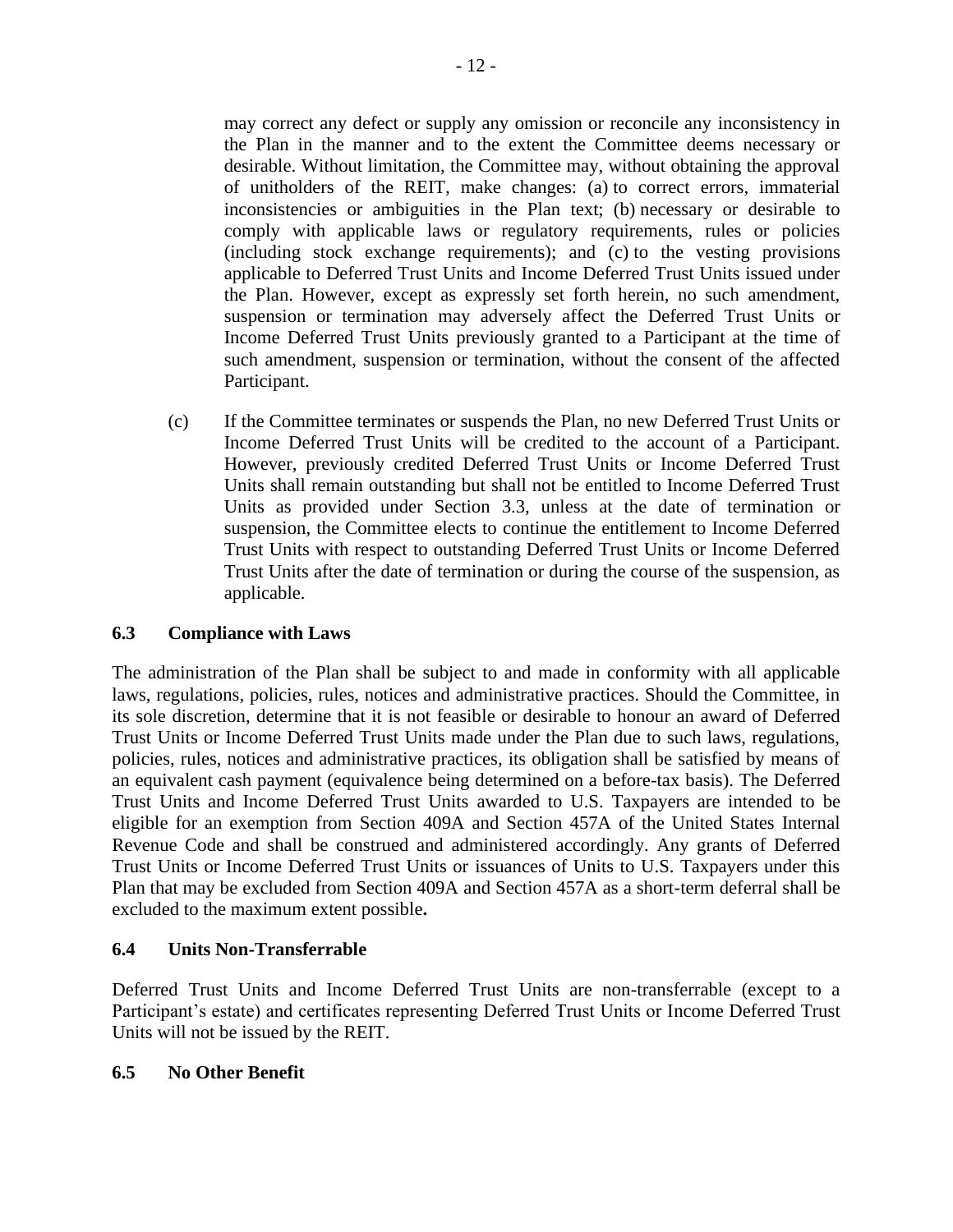may correct any defect or supply any omission or reconcile any inconsistency in the Plan in the manner and to the extent the Committee deems necessary or desirable. Without limitation, the Committee may, without obtaining the approval of unitholders of the REIT, make changes: (a) to correct errors, immaterial inconsistencies or ambiguities in the Plan text; (b) necessary or desirable to comply with applicable laws or regulatory requirements, rules or policies (including stock exchange requirements); and (c) to the vesting provisions applicable to Deferred Trust Units and Income Deferred Trust Units issued under the Plan. However, except as expressly set forth herein, no such amendment, suspension or termination may adversely affect the Deferred Trust Units or Income Deferred Trust Units previously granted to a Participant at the time of such amendment, suspension or termination, without the consent of the affected Participant.

(c) If the Committee terminates or suspends the Plan, no new Deferred Trust Units or Income Deferred Trust Units will be credited to the account of a Participant. However, previously credited Deferred Trust Units or Income Deferred Trust Units shall remain outstanding but shall not be entitled to Income Deferred Trust Units as provided under Section 3.3, unless at the date of termination or suspension, the Committee elects to continue the entitlement to Income Deferred Trust Units with respect to outstanding Deferred Trust Units or Income Deferred Trust Units after the date of termination or during the course of the suspension, as applicable.

### 6.3 Compliance with Laws

The administration of the Plan shall be subject to and made in conformity with all applicable laws, regulations, policies, rules, notices and administrative practices. Should the Committee, in its sole discretion, determine that it is not feasible or desirable to honour an award of Deferred Trust Units or Income Deferred Trust Units made under the Plan due to such laws, regulations, policies, rules, notices and administrative practices, its obligation shall be satisfied by means of an equivalent cash payment (equivalence being determined on a before-tax basis). The Deferred Trust Units and Income Deferred Trust Units awarded to U.S. Taxpayers are intended to be eligible for an exemption from Section 409A and Section 457A of the United States Internal Revenue Code and shall be construed and administered accordingly. Any grants of Deferred Trust Units or Income Deferred Trust Units or issuances of Units to U.S. Taxpayers under this Plan that may be excluded from Section 409A and Section 457A as a short-term deferral shall be excluded to the maximum extent possible**.**

### 6.4 Units Non-Transferrable

Deferred Trust Units and Income Deferred Trust Units are non-transferrable (except to a Participant's estate) and certificates representing Deferred Trust Units or Income Deferred Trust Units will not be issued by the REIT.

### 6.5 No Other Benefit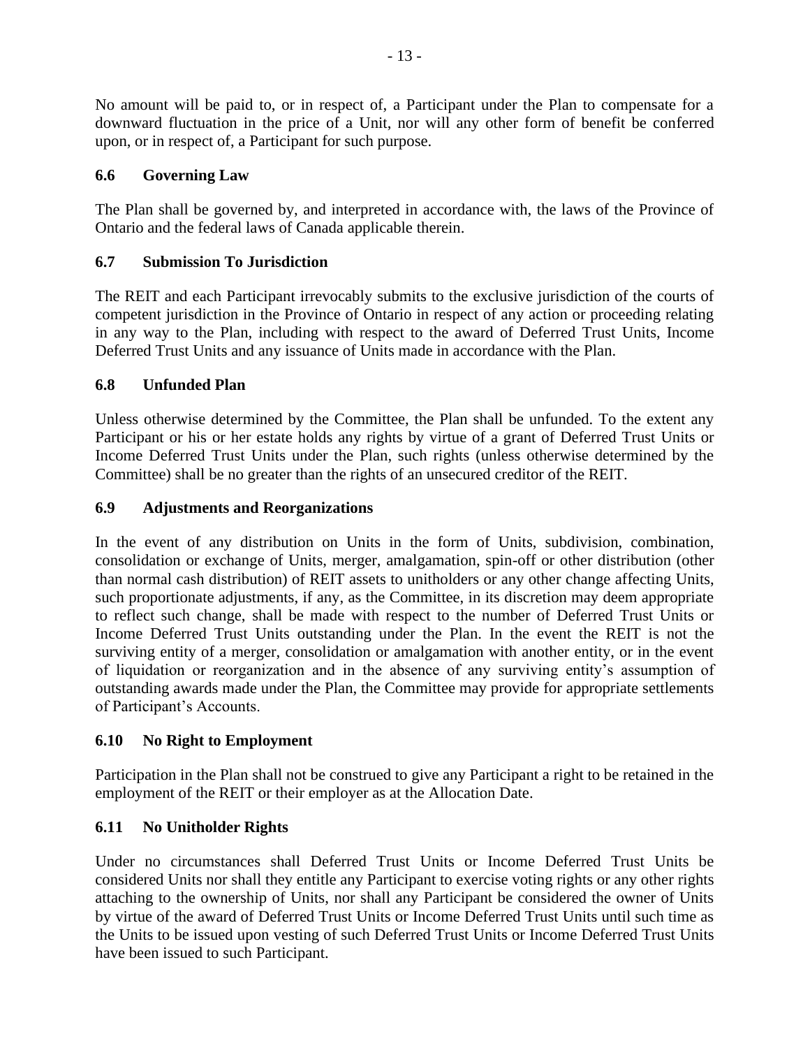No amount will be paid to, or in respect of, a Participant under the Plan to compensate for a downward fluctuation in the price of a Unit, nor will any other form of benefit be conferred upon, or in respect of, a Participant for such purpose.

### 6.6 Governing Law

The Plan shall be governed by, and interpreted in accordance with, the laws of the Province of Ontario and the federal laws of Canada applicable therein.

### 6.7 Submission To Jurisdiction

The REIT and each Participant irrevocably submits to the exclusive jurisdiction of the courts of competent jurisdiction in the Province of Ontario in respect of any action or proceeding relating in any way to the Plan, including with respect to the award of Deferred Trust Units, Income Deferred Trust Units and any issuance of Units made in accordance with the Plan.

### 6.8 Unfunded Plan

Unless otherwise determined by the Committee, the Plan shall be unfunded. To the extent any Participant or his or her estate holds any rights by virtue of a grant of Deferred Trust Units or Income Deferred Trust Units under the Plan, such rights (unless otherwise determined by the Committee) shall be no greater than the rights of an unsecured creditor of the REIT.

### 6.9 Adjustments and Reorganizations

In the event of any distribution on Units in the form of Units, subdivision, combination, consolidation or exchange of Units, merger, amalgamation, spin-off or other distribution (other than normal cash distribution) of REIT assets to unitholders or any other change affecting Units, such proportionate adjustments, if any, as the Committee, in its discretion may deem appropriate to reflect such change, shall be made with respect to the number of Deferred Trust Units or Income Deferred Trust Units outstanding under the Plan. In the event the REIT is not the surviving entity of a merger, consolidation or amalgamation with another entity, or in the event of liquidation or reorganization and in the absence of any surviving entity's assumption of outstanding awards made under the Plan, the Committee may provide for appropriate settlements of Participant's Accounts.

### 6.10 No Right to Employment

Participation in the Plan shall not be construed to give any Participant a right to be retained in the employment of the REIT or their employer as at the Allocation Date.

### 6.11 No Unitholder Rights

Under no circumstances shall Deferred Trust Units or Income Deferred Trust Units be considered Units nor shall they entitle any Participant to exercise voting rights or any other rights attaching to the ownership of Units, nor shall any Participant be considered the owner of Units by virtue of the award of Deferred Trust Units or Income Deferred Trust Units until such time as the Units to be issued upon vesting of such Deferred Trust Units or Income Deferred Trust Units have been issued to such Participant.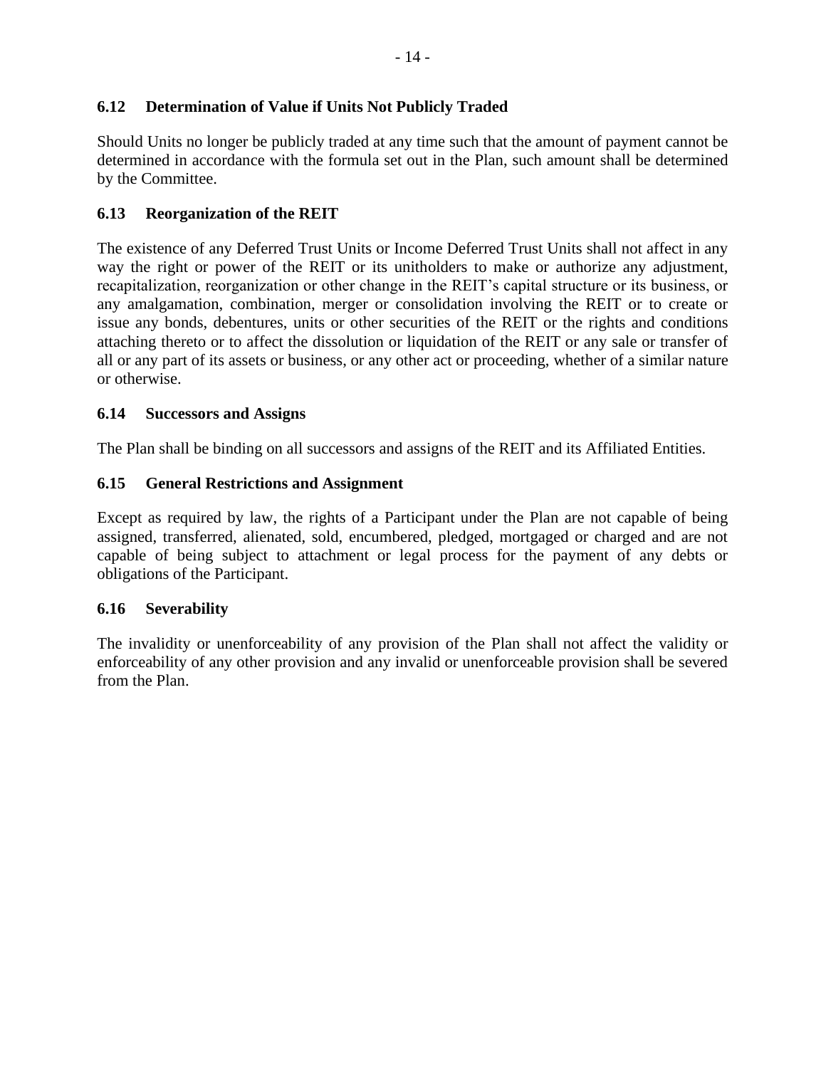### 6.12 Determination of Value if Units Not Publicly Traded

Should Units no longer be publicly traded at any time such that the amount of payment cannot be determined in accordance with the formula set out in the Plan, such amount shall be determined by the Committee.

### 6.13 Reorganization of the REIT

The existence of any Deferred Trust Units or Income Deferred Trust Units shall not affect in any way the right or power of the REIT or its unitholders to make or authorize any adjustment, recapitalization, reorganization or other change in the REIT's capital structure or its business, or any amalgamation, combination, merger or consolidation involving the REIT or to create or issue any bonds, debentures, units or other securities of the REIT or the rights and conditions attaching thereto or to affect the dissolution or liquidation of the REIT or any sale or transfer of all or any part of its assets or business, or any other act or proceeding, whether of a similar nature or otherwise.

### 6.14 Successors and Assigns

The Plan shall be binding on all successors and assigns of the REIT and its Affiliated Entities.

### 6.15 General Restrictions and Assignment

Except as required by law, the rights of a Participant under the Plan are not capable of being assigned, transferred, alienated, sold, encumbered, pledged, mortgaged or charged and are not capable of being subject to attachment or legal process for the payment of any debts or obligations of the Participant.

### 6.16 Severability

The invalidity or unenforceability of any provision of the Plan shall not affect the validity or enforceability of any other provision and any invalid or unenforceable provision shall be severed from the Plan.